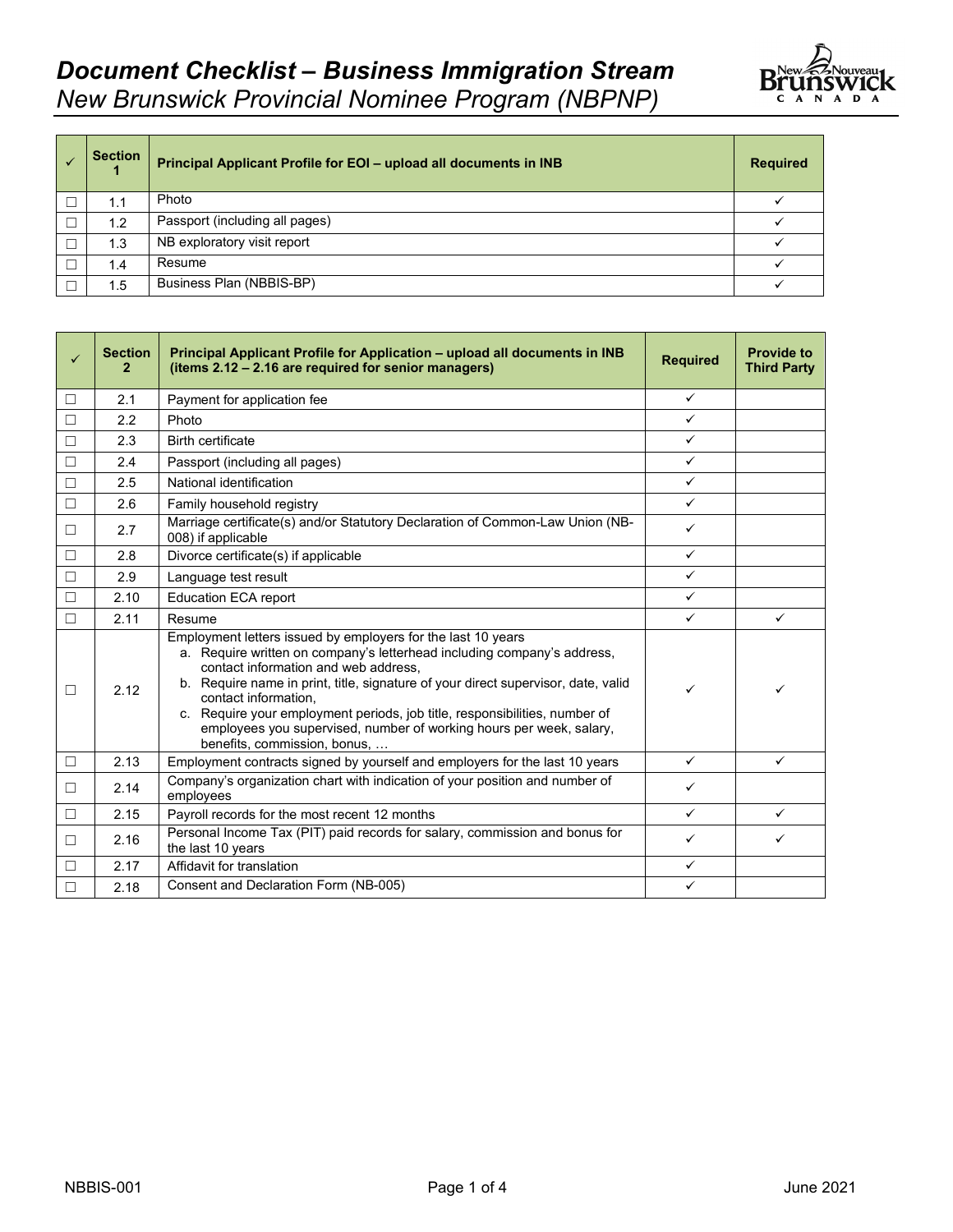# *Document Checklist – Business Immigration Stream*

## *New Brunswick Provincial Nominee Program (NBPNP)*

| ✓ | Section 1 | Principal Applicant Profile for EOI – upload all documents in INB | Required |
|---|---|---|---|
| ☐ | 1.1 | Photo | ✓ |
| ☐ | 1.2 | Passport (including all pages) | ✓ |
| ☐ | 1.3 | NB exploratory visit report | ✓ |
| ☐ | 1.4 | Resume | ✓ |
| ☐ | 1.5 | Business Plan (NBBIS-BP) | ✓ |

| ✓ | Section 2 | Principal Applicant Profile for Application – upload all documents in INB (items 2.12 – 2.16 are required for senior managers) | Required | Provide to Third Party |
|---|---|---|---|---|
| ☐ | 2.1 | Payment for application fee | ✓ | |
| ☐ | 2.2 | Photo | ✓ | |
| ☐ | 2.3 | Birth certificate | ✓ | |
| ☐ | 2.4 | Passport (including all pages) | ✓ | |
| ☐ | 2.5 | National identification | ✓ | |
| ☐ | 2.6 | Family household registry | ✓ | |
| ☐ | 2.7 | Marriage certificate(s) and/or Statutory Declaration of Common-Law Union (NB-008) if applicable | ✓ | |
| ☐ | 2.8 | Divorce certificate(s) if applicable | ✓ | |
| ☐ | 2.9 | Language test result | ✓ | |
| ☐ | 2.10 | Education ECA report | ✓ | |
| ☐ | 2.11 | Resume | ✓ | ✓ |
| ☐ | 2.12 | Employment letters issued by employers for the last 10 years<br>a. Require written on company's letterhead including company's address, contact information and web address,<br>b. Require name in print, title, signature of your direct supervisor, date, valid contact information,<br>c. Require your employment periods, job title, responsibilities, number of employees you supervised, number of working hours per week, salary, benefits, commission, bonus, … | ✓ | ✓ |
| ☐ | 2.13 | Employment contracts signed by yourself and employers for the last 10 years | ✓ | ✓ |
| ☐ | 2.14 | Company's organization chart with indication of your position and number of employees | ✓ | |
| ☐ | 2.15 | Payroll records for the most recent 12 months | ✓ | ✓ |
| ☐ | 2.16 | Personal Income Tax (PIT) paid records for salary, commission and bonus for the last 10 years | ✓ | ✓ |
| ☐ | 2.17 | Affidavit for translation | ✓ | |
| ☐ | 2.18 | Consent and Declaration Form (NB-005) | ✓ | |

NBBIS-001 June 2021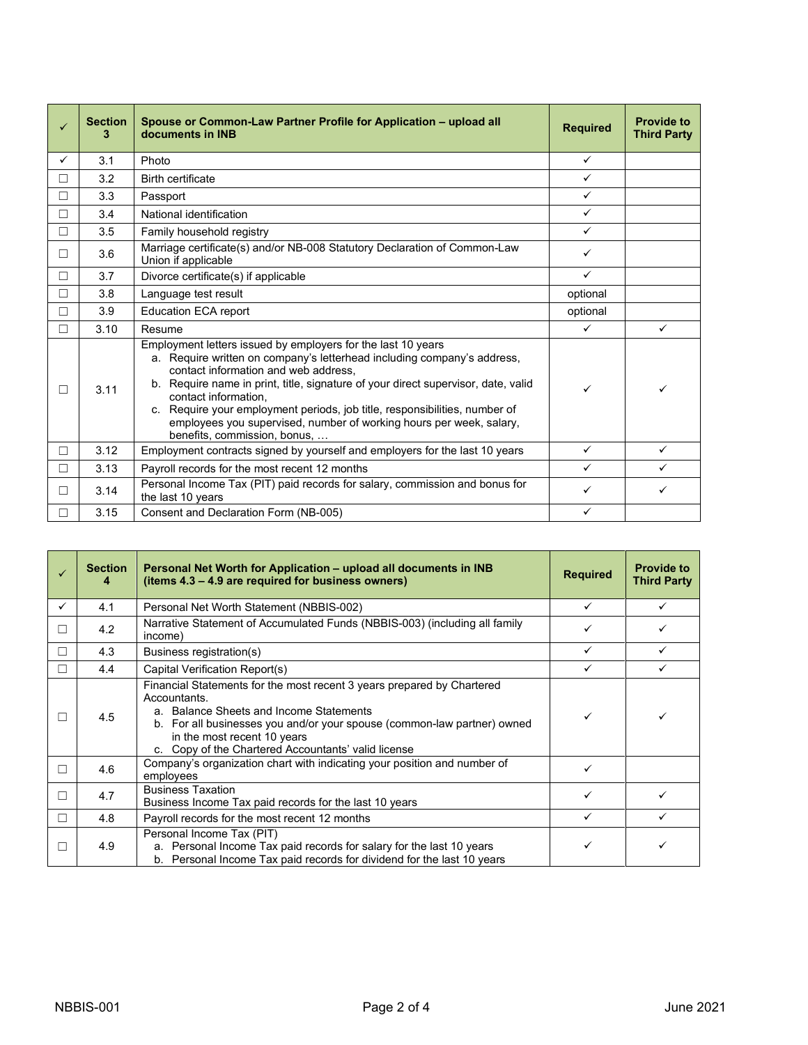| ✓ | Section 3 | Spouse or Common-Law Partner Profile for Application – upload all documents in INB | Required | Provide to Third Party |
|---|---|---|---|---|
| ✓ | 3.1 | Photo | ✓ | |
| ☐ | 3.2 | Birth certificate | ✓ | |
| ☐ | 3.3 | Passport | ✓ | |
| ☐ | 3.4 | National identification | ✓ | |
| ☐ | 3.5 | Family household registry | ✓ | |
| ☐ | 3.6 | Marriage certificate(s) and/or NB-008 Statutory Declaration of Common-Law Union if applicable | ✓ | |
| ☐ | 3.7 | Divorce certificate(s) if applicable | ✓ | |
| ☐ | 3.8 | Language test result | optional | |
| ☐ | 3.9 | Education ECA report | optional | |
| ☐ | 3.10 | Resume | ✓ | ✓ |
| ☐ | 3.11 | Employment letters issued by employers for the last 10 years<br>a. Require written on company's letterhead including company's address, contact information and web address,<br>b. Require name in print, title, signature of your direct supervisor, date, valid contact information,<br>c. Require your employment periods, job title, responsibilities, number of employees you supervised, number of working hours per week, salary, benefits, commission, bonus, … | ✓ | ✓ |
| ☐ | 3.12 | Employment contracts signed by yourself and employers for the last 10 years | ✓ | ✓ |
| ☐ | 3.13 | Payroll records for the most recent 12 months | ✓ | ✓ |
| ☐ | 3.14 | Personal Income Tax (PIT) paid records for salary, commission and bonus for the last 10 years | ✓ | ✓ |
| ☐ | 3.15 | Consent and Declaration Form (NB-005) | ✓ | |

| ✓ | Section 4 | Personal Net Worth for Application – upload all documents in INB (items 4.3 – 4.9 are required for business owners) | Required | Provide to Third Party |
|---|---|---|---|---|
| ✓ | 4.1 | Personal Net Worth Statement (NBBIS-002) | ✓ | ✓ |
| ☐ | 4.2 | Narrative Statement of Accumulated Funds (NBBIS-003) (including all family income) | ✓ | ✓ |
| ☐ | 4.3 | Business registration(s) | ✓ | ✓ |
| ☐ | 4.4 | Capital Verification Report(s) | ✓ | ✓ |
| ☐ | 4.5 | Financial Statements for the most recent 3 years prepared by Chartered Accountants.<br>a. Balance Sheets and Income Statements<br>b. For all businesses you and/or your spouse (common-law partner) owned in the most recent 10 years<br>c. Copy of the Chartered Accountants' valid license | ✓ | ✓ |
| ☐ | 4.6 | Company's organization chart with indicating your position and number of employees | ✓ | |
| ☐ | 4.7 | Business Taxation<br>Business Income Tax paid records for the last 10 years | ✓ | ✓ |
| ☐ | 4.8 | Payroll records for the most recent 12 months | ✓ | ✓ |
| ☐ | 4.9 | Personal Income Tax (PIT)<br>a. Personal Income Tax paid records for salary for the last 10 years<br>b. Personal Income Tax paid records for dividend for the last 10 years | ✓ | ✓ |

NBBIS-001 June 2021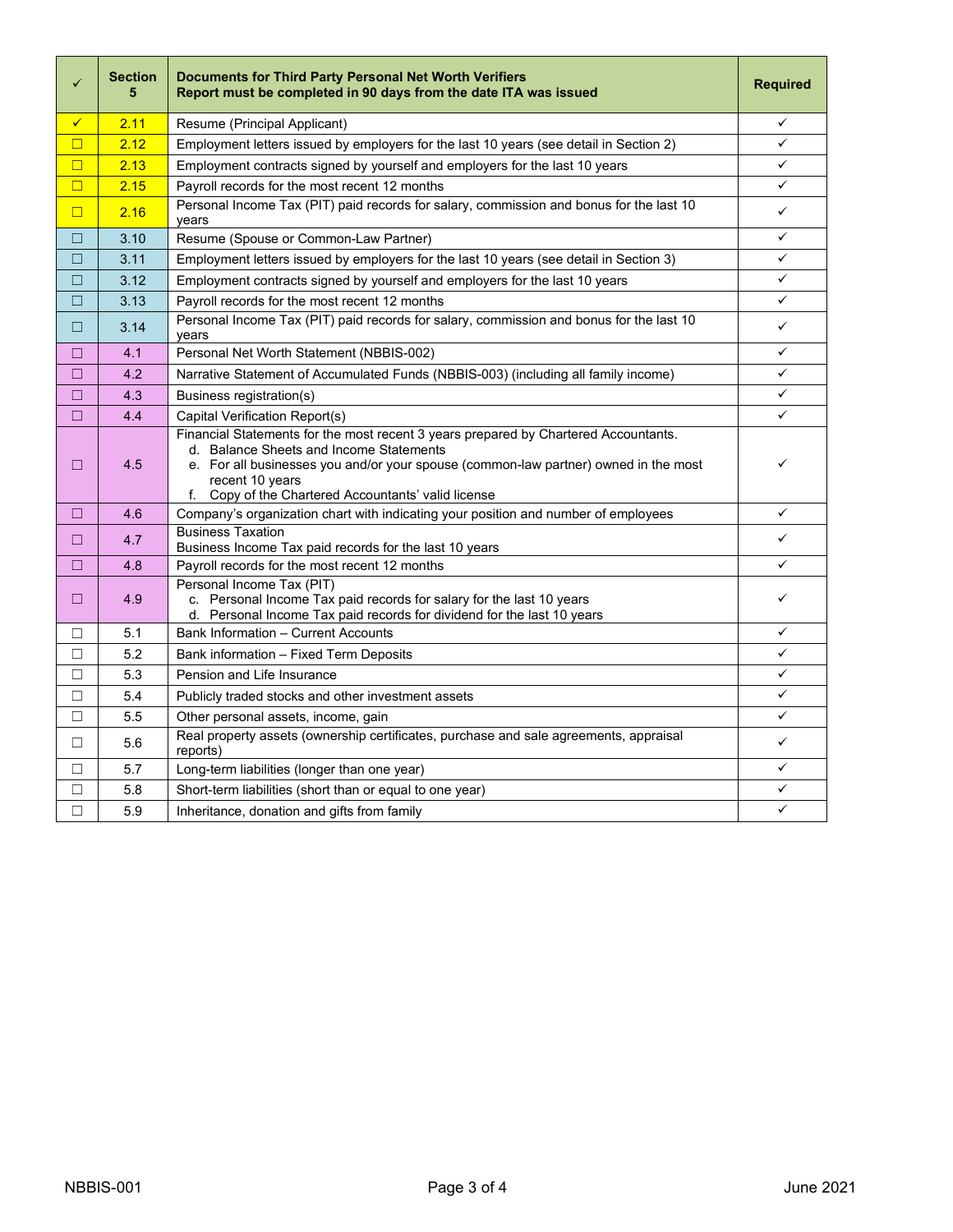| ✓ | Section 5 | Documents for Third Party Personal Net Worth Verifiers<br>Report must be completed in 90 days from the date ITA was issued | Required |
|---|---|---|---|
| ✓ | 2.11 | Resume (Principal Applicant) | ✓ |
| ☐ | 2.12 | Employment letters issued by employers for the last 10 years (see detail in Section 2) | ✓ |
| ☐ | 2.13 | Employment contracts signed by yourself and employers for the last 10 years | ✓ |
| ☐ | 2.15 | Payroll records for the most recent 12 months | ✓ |
| ☐ | 2.16 | Personal Income Tax (PIT) paid records for salary, commission and bonus for the last 10 years | ✓ |
| ☐ | 3.10 | Resume (Spouse or Common-Law Partner) | ✓ |
| ☐ | 3.11 | Employment letters issued by employers for the last 10 years (see detail in Section 3) | ✓ |
| ☐ | 3.12 | Employment contracts signed by yourself and employers for the last 10 years | ✓ |
| ☐ | 3.13 | Payroll records for the most recent 12 months | ✓ |
| ☐ | 3.14 | Personal Income Tax (PIT) paid records for salary, commission and bonus for the last 10 years | ✓ |
| ☐ | 4.1 | Personal Net Worth Statement (NBBIS-002) | ✓ |
| ☐ | 4.2 | Narrative Statement of Accumulated Funds (NBBIS-003) (including all family income) | ✓ |
| ☐ | 4.3 | Business registration(s) | ✓ |
| ☐ | 4.4 | Capital Verification Report(s) | ✓ |
| ☐ | 4.5 | Financial Statements for the most recent 3 years prepared by Chartered Accountants.<br>d. Balance Sheets and Income Statements<br>e. For all businesses you and/or your spouse (common-law partner) owned in the most recent 10 years<br>f. Copy of the Chartered Accountants' valid license | ✓ |
| ☐ | 4.6 | Company's organization chart with indicating your position and number of employees | ✓ |
| ☐ | 4.7 | Business Taxation<br>Business Income Tax paid records for the last 10 years | ✓ |
| ☐ | 4.8 | Payroll records for the most recent 12 months | ✓ |
| ☐ | 4.9 | Personal Income Tax (PIT)<br>c. Personal Income Tax paid records for salary for the last 10 years<br>d. Personal Income Tax paid records for dividend for the last 10 years | ✓ |
| ☐ | 5.1 | Bank Information – Current Accounts | ✓ |
| ☐ | 5.2 | Bank information – Fixed Term Deposits | ✓ |
| ☐ | 5.3 | Pension and Life Insurance | ✓ |
| ☐ | 5.4 | Publicly traded stocks and other investment assets | ✓ |
| ☐ | 5.5 | Other personal assets, income, gain | ✓ |
| ☐ | 5.6 | Real property assets (ownership certificates, purchase and sale agreements, appraisal reports) | ✓ |
| ☐ | 5.7 | Long-term liabilities (longer than one year) | ✓ |
| ☐ | 5.8 | Short-term liabilities (short than or equal to one year) | ✓ |
| ☐ | 5.9 | Inheritance, donation and gifts from family | ✓ |

NBBIS-001 June 2021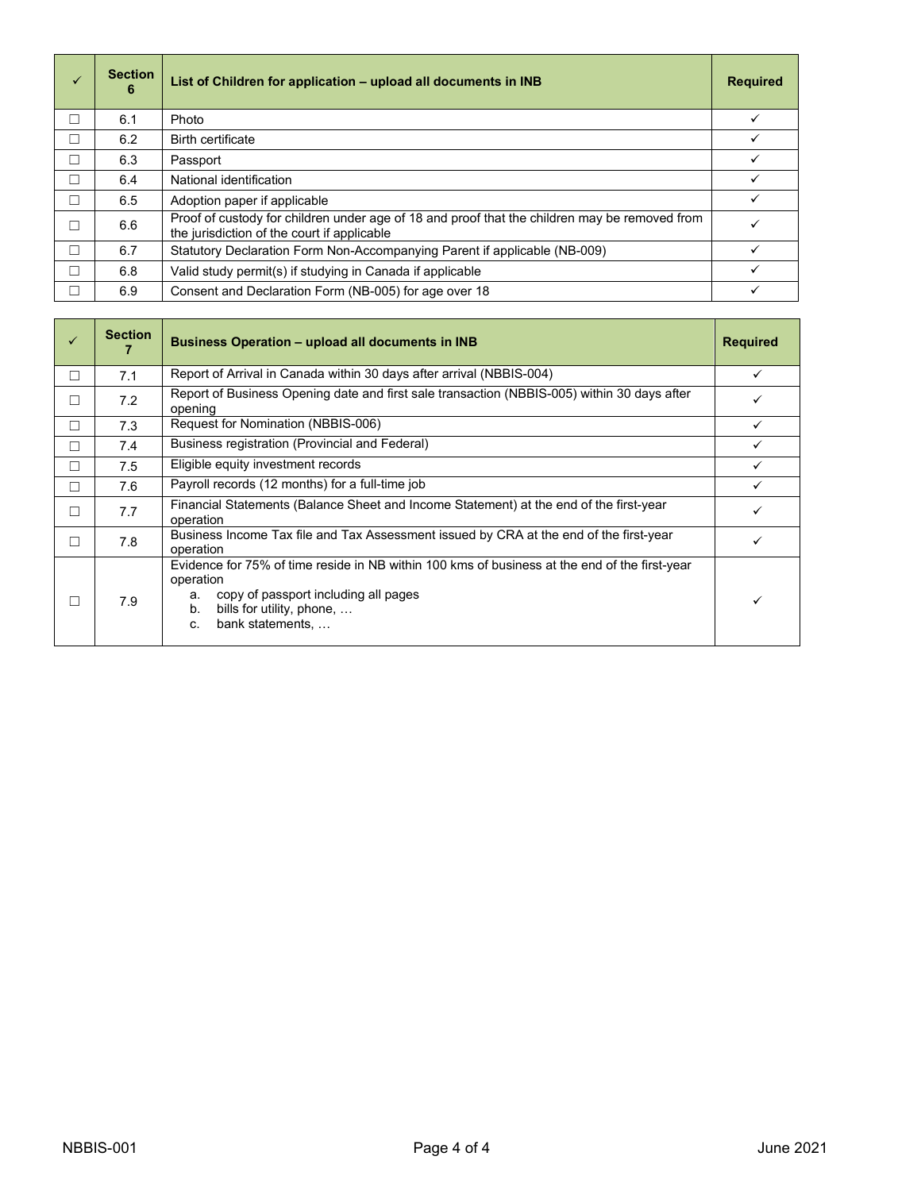| ✓ | Section 6 | List of Children for application – upload all documents in INB | Required |
|---|---|---|---|
| ☐ | 6.1 | Photo | ✓ |
| ☐ | 6.2 | Birth certificate | ✓ |
| ☐ | 6.3 | Passport | ✓ |
| ☐ | 6.4 | National identification | ✓ |
| ☐ | 6.5 | Adoption paper if applicable | ✓ |
| ☐ | 6.6 | Proof of custody for children under age of 18 and proof that the children may be removed from the jurisdiction of the court if applicable | ✓ |
| ☐ | 6.7 | Statutory Declaration Form Non-Accompanying Parent if applicable (NB-009) | ✓ |
| ☐ | 6.8 | Valid study permit(s) if studying in Canada if applicable | ✓ |
| ☐ | 6.9 | Consent and Declaration Form (NB-005) for age over 18 | ✓ |

| ✓ | Section 7 | Business Operation – upload all documents in INB | Required |
|---|---|---|---|
| ☐ | 7.1 | Report of Arrival in Canada within 30 days after arrival (NBBIS-004) | ✓ |
| ☐ | 7.2 | Report of Business Opening date and first sale transaction (NBBIS-005) within 30 days after opening | ✓ |
| ☐ | 7.3 | Request for Nomination (NBBIS-006) | ✓ |
| ☐ | 7.4 | Business registration (Provincial and Federal) | ✓ |
| ☐ | 7.5 | Eligible equity investment records | ✓ |
| ☐ | 7.6 | Payroll records (12 months) for a full-time job | ✓ |
| ☐ | 7.7 | Financial Statements (Balance Sheet and Income Statement) at the end of the first-year operation | ✓ |
| ☐ | 7.8 | Business Income Tax file and Tax Assessment issued by CRA at the end of the first-year operation | ✓ |
| ☐ | 7.9 | Evidence for 75% of time reside in NB within 100 kms of business at the end of the first-year operation<br>a. copy of passport including all pages<br>b. bills for utility, phone, …<br>c. bank statements, … | ✓ |